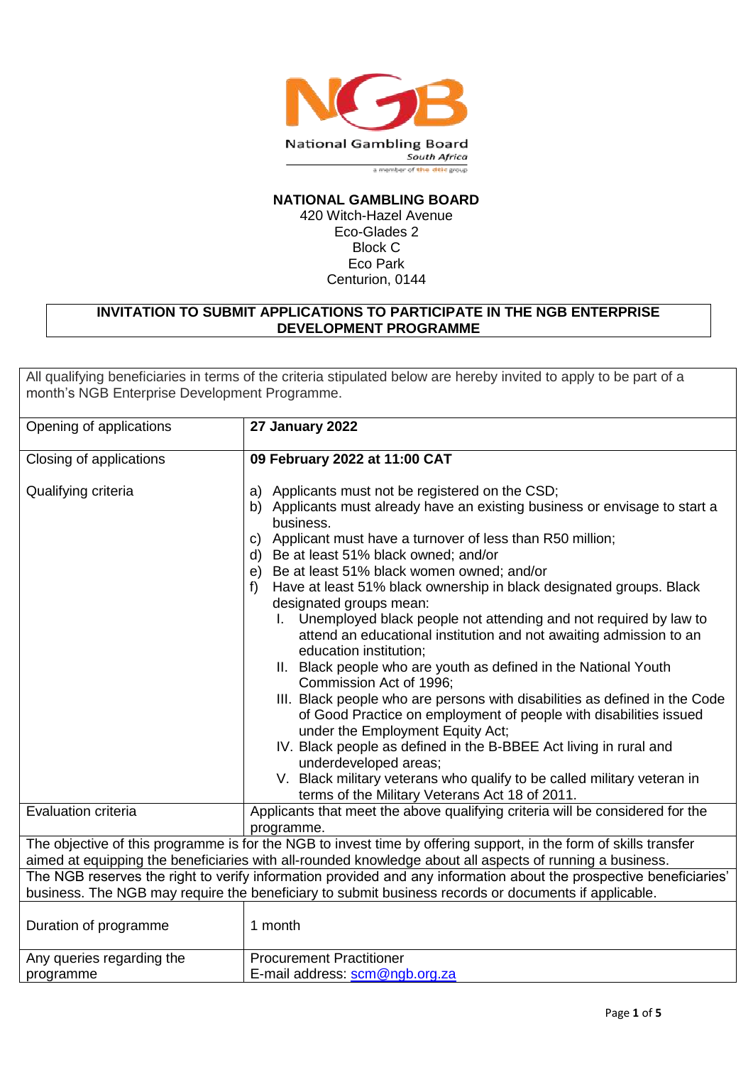**NATIONAL GAMBLING BOARD**
420 Witch-Hazel Avenue
Eco-Glades 2
Block C
Eco Park
Centurion, 0144

## INVITATION TO SUBMIT APPLICATIONS TO PARTICIPATE IN THE NGB ENTERPRISE DEVELOPMENT PROGRAMME

All qualifying beneficiaries in terms of the criteria stipulated below are hereby invited to apply to be part of a month's NGB Enterprise Development Programme.

| | |
|---|---|
| Opening of applications | **27 January 2022** |
| Closing of applications | **09 February 2022 at 11:00 CAT** |
| Qualifying criteria | a) Applicants must not be registered on the CSD;<br>b) Applicants must already have an existing business or envisage to start a business.<br>c) Applicant must have a turnover of less than R50 million;<br>d) Be at least 51% black owned; and/or<br>e) Be at least 51% black women owned; and/or<br>f) Have at least 51% black ownership in black designated groups. Black designated groups mean:<br>I. Unemployed black people not attending and not required by law to attend an educational institution and not awaiting admission to an education institution;<br>II. Black people who are youth as defined in the National Youth Commission Act of 1996;<br>III. Black people who are persons with disabilities as defined in the Code of Good Practice on employment of people with disabilities issued under the Employment Equity Act;<br>IV. Black people as defined in the B-BBEE Act living in rural and underdeveloped areas;<br>V. Black military veterans who qualify to be called military veteran in terms of the Military Veterans Act 18 of 2011. |
| Evaluation criteria | Applicants that meet the above qualifying criteria will be considered for the programme. |

The objective of this programme is for the NGB to invest time by offering support, in the form of skills transfer aimed at equipping the beneficiaries with all-rounded knowledge about all aspects of running a business.

The NGB reserves the right to verify information provided and any information about the prospective beneficiaries' business. The NGB may require the beneficiary to submit business records or documents if applicable.

| | |
|---|---|
| Duration of programme | 1 month |
| Any queries regarding the programme | Procurement Practitioner<br>E-mail address: scm@ngb.org.za |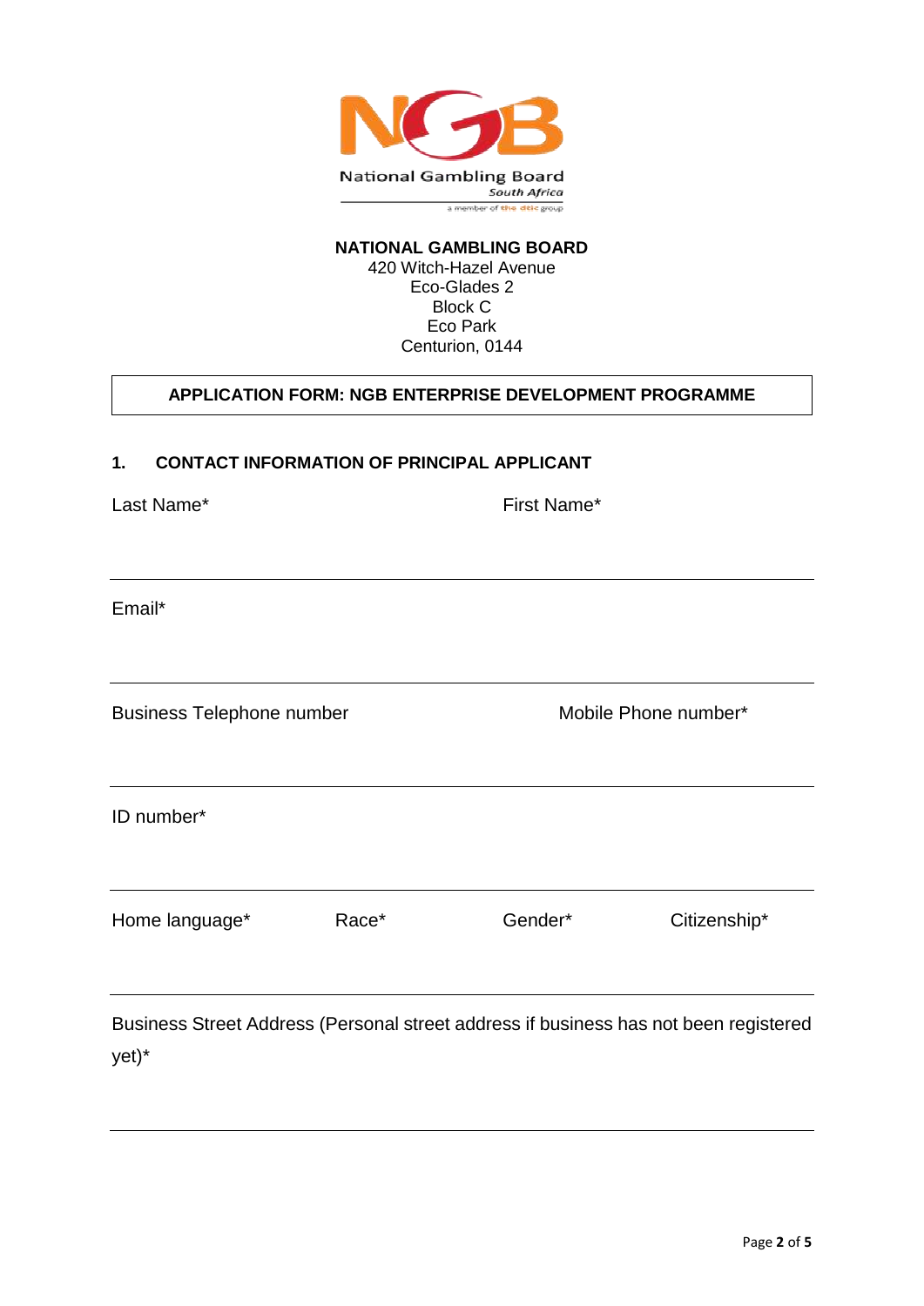**NATIONAL GAMBLING BOARD**
420 Witch-Hazel Avenue
Eco-Glades 2
Block C
Eco Park
Centurion, 0144

## APPLICATION FORM: NGB ENTERPRISE DEVELOPMENT PROGRAMME

### 1. CONTACT INFORMATION OF PRINCIPAL APPLICANT

Last Name*

First Name*

---

Email*

---

Business Telephone number

Mobile Phone number*

---

ID number*

---

Home language*

Race*

Gender*

Citizenship*

---

Business Street Address (Personal street address if business has not been registered yet)*

---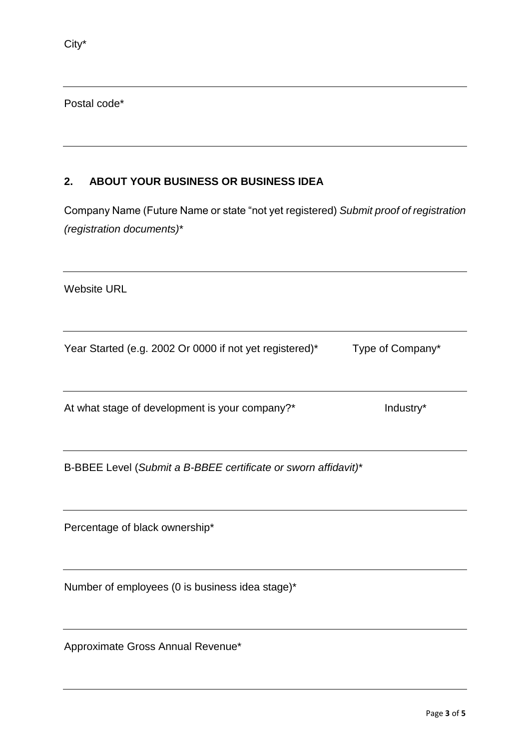City*

Postal code*

## 2. ABOUT YOUR BUSINESS OR BUSINESS IDEA

Company Name (Future Name or state "not yet registered) *Submit proof of registration (registration documents)**

Website URL

Year Started (e.g. 2002 Or 0000 if not yet registered)*

Type of Company*

At what stage of development is your company?*

Industry*

B-BBEE Level (*Submit a B-BBEE certificate or sworn affidavit)**

Percentage of black ownership*

Number of employees (0 is business idea stage)*

Approximate Gross Annual Revenue*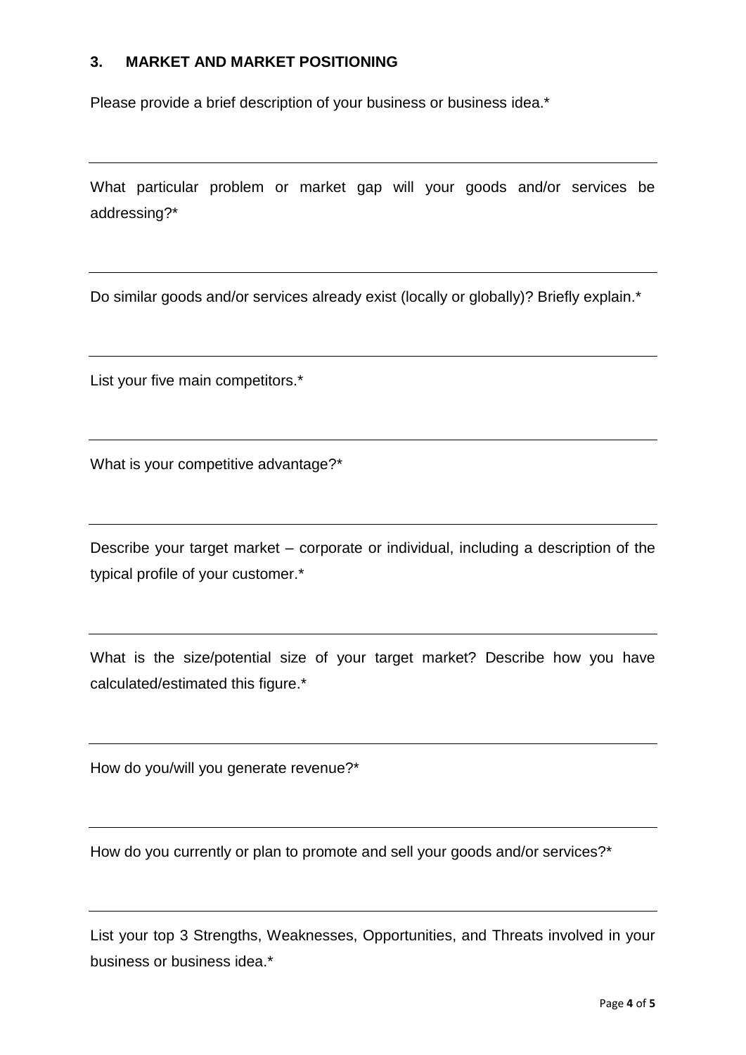### 3. MARKET AND MARKET POSITIONING

Please provide a brief description of your business or business idea.*

---

What particular problem or market gap will your goods and/or services be addressing?*

---

Do similar goods and/or services already exist (locally or globally)? Briefly explain.*

---

List your five main competitors.*

---

What is your competitive advantage?*

---

Describe your target market – corporate or individual, including a description of the typical profile of your customer.*

---

What is the size/potential size of your target market? Describe how you have calculated/estimated this figure.*

---

How do you/will you generate revenue?*

---

How do you currently or plan to promote and sell your goods and/or services?*

---

List your top 3 Strengths, Weaknesses, Opportunities, and Threats involved in your business or business idea.*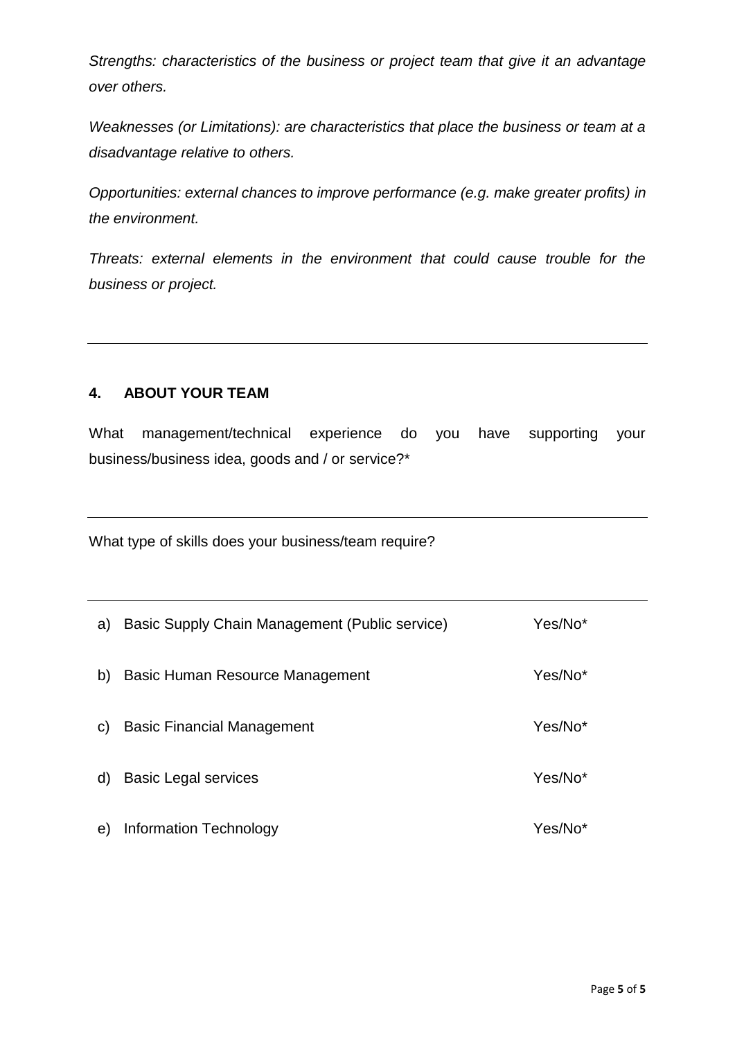*Strengths: characteristics of the business or project team that give it an advantage over others.*

*Weaknesses (or Limitations): are characteristics that place the business or team at a disadvantage relative to others.*

*Opportunities: external chances to improve performance (e.g. make greater profits) in the environment.*

*Threats: external elements in the environment that could cause trouble for the business or project.*

---

## 4. ABOUT YOUR TEAM

What management/technical experience do you have supporting your business/business idea, goods and / or service?*

---

What type of skills does your business/team require?

---

| | | |
|---|---|---|
| a) | Basic Supply Chain Management (Public service) | Yes/No* |
| b) | Basic Human Resource Management | Yes/No* |
| c) | Basic Financial Management | Yes/No* |
| d) | Basic Legal services | Yes/No* |
| e) | Information Technology | Yes/No* |